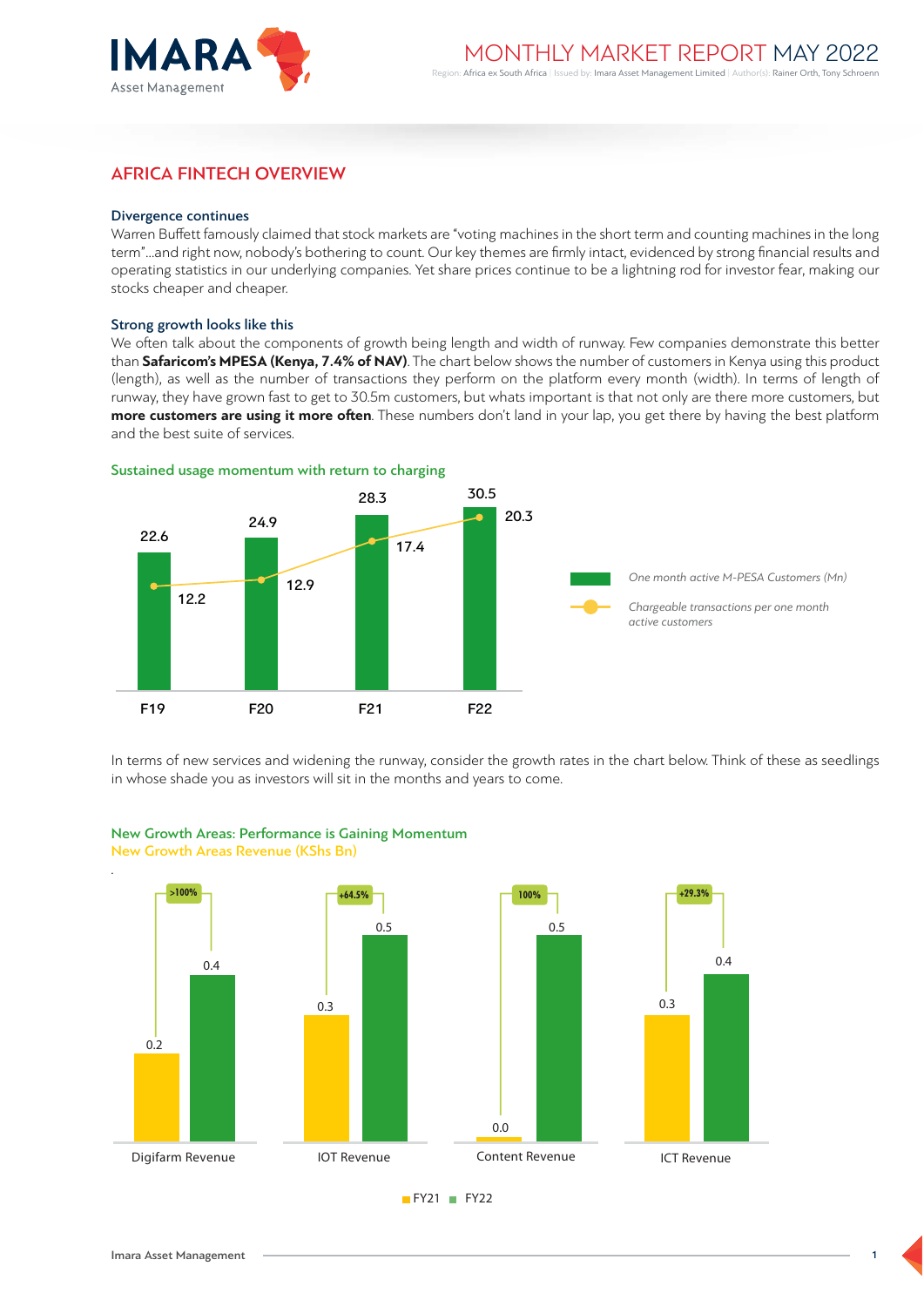# MONTHLY MARKET REPORT MAY 2022

Region: Africa ex South Africa | Issued by: Imara Asset Management Limited | Author(s): Rainer Orth, Tony Schroenn

## AFRICA FINTECH OVERVIEW

### Divergence continues

Warren Buffett famously claimed that stock markets are "voting machines in the short term and counting machines in the long term"...and right now, nobody's bothering to count. Our key themes are firmly intact, evidenced by strong financial results and operating statistics in our underlying companies. Yet share prices continue to be a lightning rod for investor fear, making our stocks cheaper and cheaper.

### Strong growth looks like this

We often talk about the components of growth being length and width of runway. Few companies demonstrate this better than **Safaricom's MPESA (Kenya, 7.4% of NAV)**. The chart below shows the number of customers in Kenya using this product (length), as well as the number of transactions they perform on the platform every month (width). In terms of length of runway, they have grown fast to get to 30.5m customers, but whats important is that not only are there more customers, but **more customers are using it more often**. These numbers don't land in your lap, you get there by having the best platform and the best suite of services.

**Sustained usage momentum with return to charging**

| | F19 | F20 | F21 | F22 |
|---|---|---|---|---|
| One month active M-PESA Customers (Mn) | 22.6 | 24.9 | 28.3 | 30.5 |
| Chargeable transactions per one month active customers | 12.2 | 12.9 | 17.4 | 20.3 |

In terms of new services and widening the runway, consider the growth rates in the chart below. Think of these as seedlings in whose shade you as investors will sit in the months and years to come.

**New Growth Areas: Performance is Gaining Momentum**

**New Growth Areas Revenue (KShs Bn)**

| | FY21 | FY22 | Growth |
|---|---|---|---|
| Digifarm Revenue | 0.2 | 0.4 | >100% |
| IOT Revenue | 0.3 | 0.5 | +64.5% |
| Content Revenue | 0.0 | 0.5 | 100% |
| ICT Revenue | 0.3 | 0.4 | +29.3% |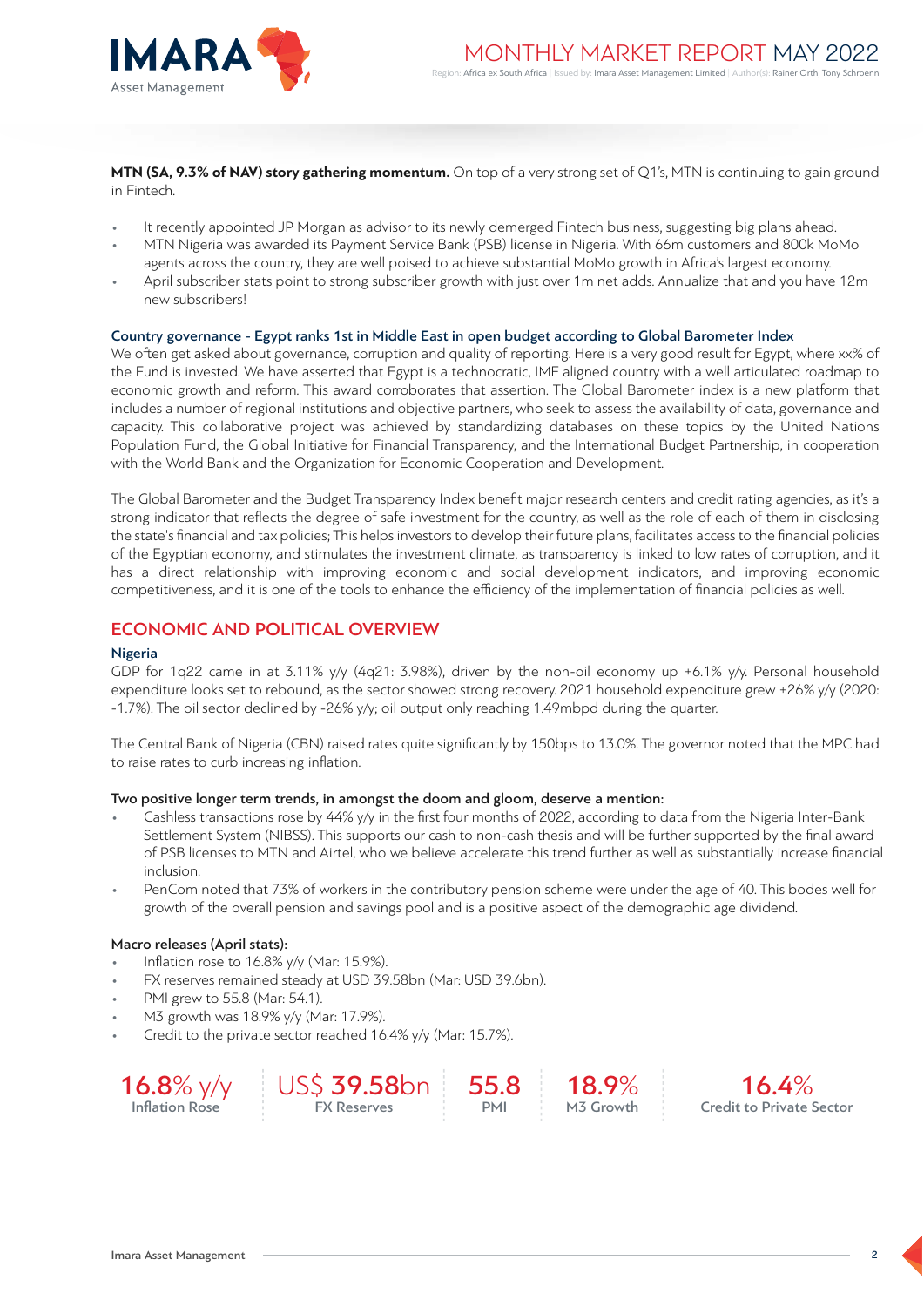**MTN (SA, 9.3% of NAV) story gathering momentum.** On top of a very strong set of Q1's, MTN is continuing to gain ground in Fintech.

- It recently appointed JP Morgan as advisor to its newly demerged Fintech business, suggesting big plans ahead.
- MTN Nigeria was awarded its Payment Service Bank (PSB) license in Nigeria. With 66m customers and 800k MoMo agents across the country, they are well poised to achieve substantial MoMo growth in Africa's largest economy.
- April subscriber stats point to strong subscriber growth with just over 1m net adds. Annualize that and you have 12m new subscribers!

### Country governance - Egypt ranks 1st in Middle East in open budget according to Global Barometer Index

We often get asked about governance, corruption and quality of reporting. Here is a very good result for Egypt, where xx% of the Fund is invested. We have asserted that Egypt is a technocratic, IMF aligned country with a well articulated roadmap to economic growth and reform. This award corroborates that assertion. The Global Barometer index is a new platform that includes a number of regional institutions and objective partners, who seek to assess the availability of data, governance and capacity. This collaborative project was achieved by standardizing databases on these topics by the United Nations Population Fund, the Global Initiative for Financial Transparency, and the International Budget Partnership, in cooperation with the World Bank and the Organization for Economic Cooperation and Development.

The Global Barometer and the Budget Transparency Index benefit major research centers and credit rating agencies, as it's a strong indicator that reflects the degree of safe investment for the country, as well as the role of each of them in disclosing the state's financial and tax policies; This helps investors to develop their future plans, facilitates access to the financial policies of the Egyptian economy, and stimulates the investment climate, as transparency is linked to low rates of corruption, and it has a direct relationship with improving economic and social development indicators, and improving economic competitiveness, and it is one of the tools to enhance the efficiency of the implementation of financial policies as well.

## ECONOMIC AND POLITICAL OVERVIEW

### Nigeria

GDP for 1q22 came in at 3.11% y/y (4q21: 3.98%), driven by the non-oil economy up +6.1% y/y. Personal household expenditure looks set to rebound, as the sector showed strong recovery. 2021 household expenditure grew +26% y/y (2020: -1.7%). The oil sector declined by -26% y/y; oil output only reaching 1.49mbpd during the quarter.

The Central Bank of Nigeria (CBN) raised rates quite significantly by 150bps to 13.0%. The governor noted that the MPC had to raise rates to curb increasing inflation.

**Two positive longer term trends, in amongst the doom and gloom, deserve a mention:**

- Cashless transactions rose by 44% y/y in the first four months of 2022, according to data from the Nigeria Inter-Bank Settlement System (NIBSS). This supports our cash to non-cash thesis and will be further supported by the final award of PSB licenses to MTN and Airtel, who we believe accelerate this trend further as well as substantially increase financial inclusion.
- PenCom noted that 73% of workers in the contributory pension scheme were under the age of 40. This bodes well for growth of the overall pension and savings pool and is a positive aspect of the demographic age dividend.

**Macro releases (April stats):**

- Inflation rose to 16.8% y/y (Mar: 15.9%).
- FX reserves remained steady at USD 39.58bn (Mar: USD 39.6bn).
- PMI grew to 55.8 (Mar: 54.1).
- M3 growth was 18.9% y/y (Mar: 17.9%).
- Credit to the private sector reached 16.4% y/y (Mar: 15.7%).

| 16.8% y/y | US$ 39.58bn | 55.8 | 18.9% | 16.4% |
|---|---|---|---|---|
| Inflation Rose | FX Reserves | PMI | M3 Growth | Credit to Private Sector |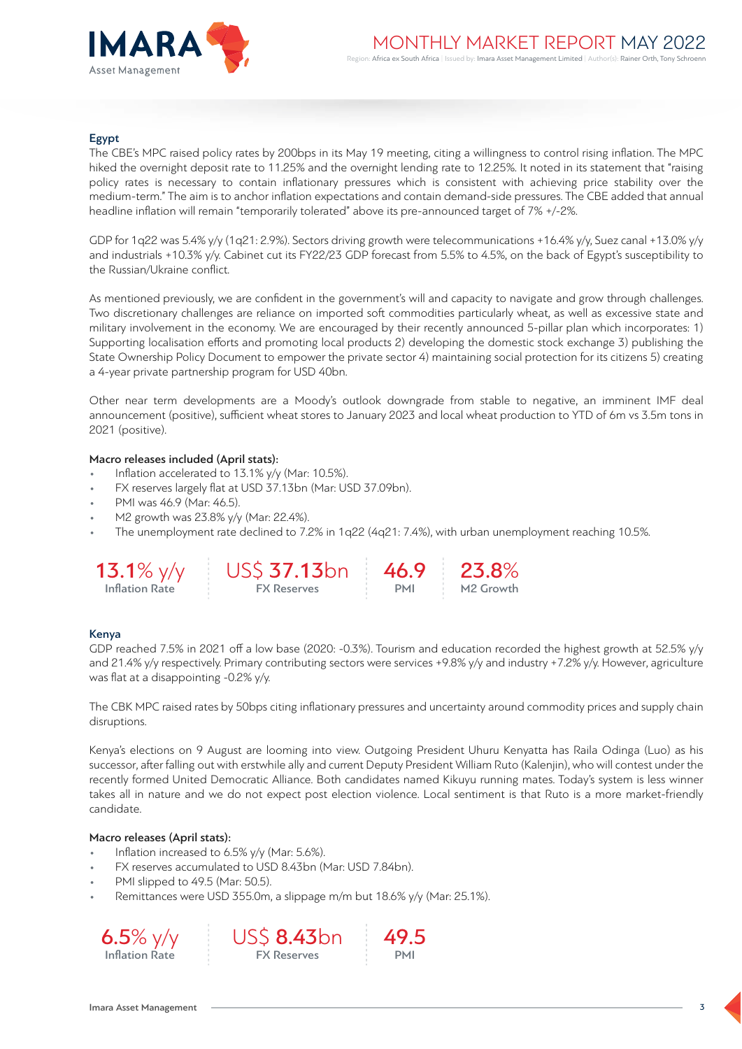## Egypt

The CBE's MPC raised policy rates by 200bps in its May 19 meeting, citing a willingness to control rising inflation. The MPC hiked the overnight deposit rate to 11.25% and the overnight lending rate to 12.25%. It noted in its statement that "raising policy rates is necessary to contain inflationary pressures which is consistent with achieving price stability over the medium-term." The aim is to anchor inflation expectations and contain demand-side pressures. The CBE added that annual headline inflation will remain "temporarily tolerated" above its pre-announced target of 7% +/-2%.

GDP for 1q22 was 5.4% y/y (1q21: 2.9%). Sectors driving growth were telecommunications +16.4% y/y, Suez canal +13.0% y/y and industrials +10.3% y/y. Cabinet cut its FY22/23 GDP forecast from 5.5% to 4.5%, on the back of Egypt's susceptibility to the Russian/Ukraine conflict.

As mentioned previously, we are confident in the government's will and capacity to navigate and grow through challenges. Two discretionary challenges are reliance on imported soft commodities particularly wheat, as well as excessive state and military involvement in the economy. We are encouraged by their recently announced 5-pillar plan which incorporates: 1) Supporting localisation efforts and promoting local products 2) developing the domestic stock exchange 3) publishing the State Ownership Policy Document to empower the private sector 4) maintaining social protection for its citizens 5) creating a 4-year private partnership program for USD 40bn.

Other near term developments are a Moody's outlook downgrade from stable to negative, an imminent IMF deal announcement (positive), sufficient wheat stores to January 2023 and local wheat production to YTD of 6m vs 3.5m tons in 2021 (positive).

**Macro releases included (April stats):**

- Inflation accelerated to 13.1% y/y (Mar: 10.5%).
- FX reserves largely flat at USD 37.13bn (Mar: USD 37.09bn).
- PMI was 46.9 (Mar: 46.5).
- M2 growth was 23.8% y/y (Mar: 22.4%).
- The unemployment rate declined to 7.2% in 1q22 (4q21: 7.4%), with urban unemployment reaching 10.5%.

| 13.1% y/y | US$ 37.13bn | 46.9 | 23.8% |
|---|---|---|---|
| Inflation Rate | FX Reserves | PMI | M2 Growth |

## Kenya

GDP reached 7.5% in 2021 off a low base (2020: -0.3%). Tourism and education recorded the highest growth at 52.5% y/y and 21.4% y/y respectively. Primary contributing sectors were services +9.8% y/y and industry +7.2% y/y. However, agriculture was flat at a disappointing -0.2% y/y.

The CBK MPC raised rates by 50bps citing inflationary pressures and uncertainty around commodity prices and supply chain disruptions.

Kenya's elections on 9 August are looming into view. Outgoing President Uhuru Kenyatta has Raila Odinga (Luo) as his successor, after falling out with erstwhile ally and current Deputy President William Ruto (Kalenjin), who will contest under the recently formed United Democratic Alliance. Both candidates named Kikuyu running mates. Today's system is less winner takes all in nature and we do not expect post election violence. Local sentiment is that Ruto is a more market-friendly candidate.

**Macro releases (April stats):**

- Inflation increased to 6.5% y/y (Mar: 5.6%).
- FX reserves accumulated to USD 8.43bn (Mar: USD 7.84bn).
- PMI slipped to 49.5 (Mar: 50.5).
- Remittances were USD 355.0m, a slippage m/m but 18.6% y/y (Mar: 25.1%).

| 6.5% y/y | US$ 8.43bn | 49.5 |
|---|---|---|
| Inflation Rate | FX Reserves | PMI |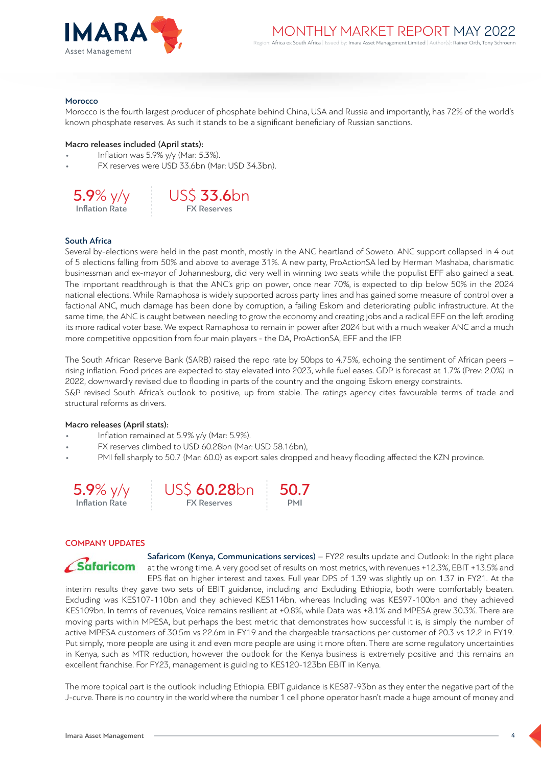### Morocco

Morocco is the fourth largest producer of phosphate behind China, USA and Russia and importantly, has 72% of the world's known phosphate reserves. As such it stands to be a significant beneficiary of Russian sanctions.

**Macro releases included (April stats):**

- Inflation was 5.9% y/y (Mar: 5.3%).
- FX reserves were USD 33.6bn (Mar: USD 34.3bn).

| 5.9% y/y | US$ 33.6bn |
|---|---|
| Inflation Rate | FX Reserves |

### South Africa

Several by-elections were held in the past month, mostly in the ANC heartland of Soweto. ANC support collapsed in 4 out of 5 elections falling from 50% and above to average 31%. A new party, ProActionSA led by Herman Mashaba, charismatic businessman and ex-mayor of Johannesburg, did very well in winning two seats while the populist EFF also gained a seat. The important readthrough is that the ANC's grip on power, once near 70%, is expected to dip below 50% in the 2024 national elections. While Ramaphosa is widely supported across party lines and has gained some measure of control over a factional ANC, much damage has been done by corruption, a failing Eskom and deteriorating public infrastructure. At the same time, the ANC is caught between needing to grow the economy and creating jobs and a radical EFF on the left eroding its more radical voter base. We expect Ramaphosa to remain in power after 2024 but with a much weaker ANC and a much more competitive opposition from four main players - the DA, ProActionSA, EFF and the IFP.

The South African Reserve Bank (SARB) raised the repo rate by 50bps to 4.75%, echoing the sentiment of African peers – rising inflation. Food prices are expected to stay elevated into 2023, while fuel eases. GDP is forecast at 1.7% (Prev: 2.0%) in 2022, downwardly revised due to flooding in parts of the country and the ongoing Eskom energy constraints.
S&P revised South Africa's outlook to positive, up from stable. The ratings agency cites favourable terms of trade and structural reforms as drivers.

**Macro releases (April stats):**

- Inflation remained at 5.9% y/y (Mar: 5.9%).
- FX reserves climbed to USD 60.28bn (Mar: USD 58.16bn),
- PMI fell sharply to 50.7 (Mar: 60.0) as export sales dropped and heavy flooding affected the KZN province.

| 5.9% y/y | US$ 60.28bn | 50.7 |
|---|---|---|
| Inflation Rate | FX Reserves | PMI |

## COMPANY UPDATES

**Safaricom (Kenya, Communications services)** – FY22 results update and Outlook: In the right place at the wrong time. A very good set of results on most metrics, with revenues +12.3%, EBIT +13.5% and EPS flat on higher interest and taxes. Full year DPS of 1.39 was slightly up on 1.37 in FY21. At the interim results they gave two sets of EBIT guidance, including and Excluding Ethiopia, both were comfortably beaten. Excluding was KES107-110bn and they achieved KES114bn, whereas Including was KES97-100bn and they achieved KES109bn. In terms of revenues, Voice remains resilient at +0.8%, while Data was +8.1% and MPESA grew 30.3%. There are moving parts within MPESA, but perhaps the best metric that demonstrates how successful it is, is simply the number of active MPESA customers of 30.5m vs 22.6m in FY19 and the chargeable transactions per customer of 20.3 vs 12.2 in FY19. Put simply, more people are using it and even more people are using it more often. There are some regulatory uncertainties in Kenya, such as MTR reduction, however the outlook for the Kenya business is extremely positive and this remains an excellent franchise. For FY23, management is guiding to KES120-123bn EBIT in Kenya.

The more topical part is the outlook including Ethiopia. EBIT guidance is KES87-93bn as they enter the negative part of the J-curve. There is no country in the world where the number 1 cell phone operator hasn't made a huge amount of money and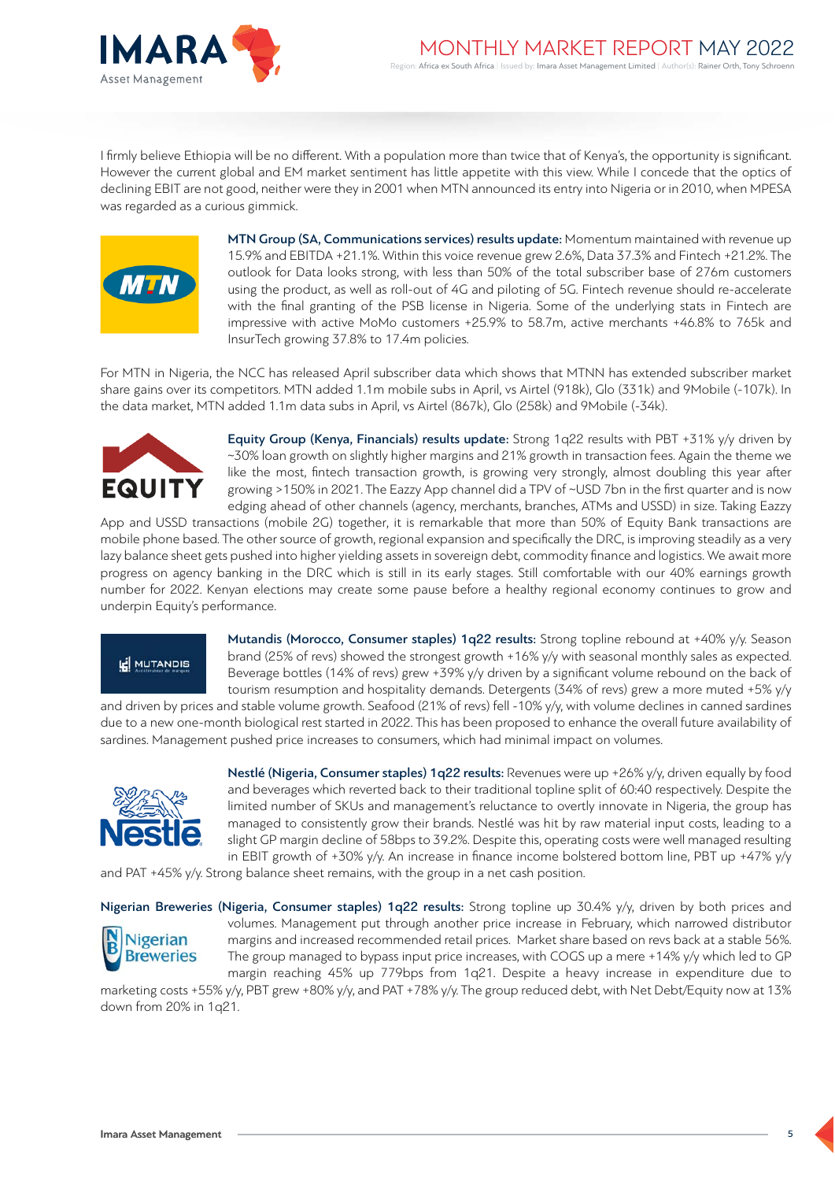I firmly believe Ethiopia will be no different. With a population more than twice that of Kenya's, the opportunity is significant. However the current global and EM market sentiment has little appetite with this view. While I concede that the optics of declining EBIT are not good, neither were they in 2001 when MTN announced its entry into Nigeria or in 2010, when MPESA was regarded as a curious gimmick.

**MTN Group (SA, Communications services) results update:** Momentum maintained with revenue up 15.9% and EBITDA +21.1%. Within this voice revenue grew 2.6%, Data 37.3% and Fintech +21.2%. The outlook for Data looks strong, with less than 50% of the total subscriber base of 276m customers using the product, as well as roll-out of 4G and piloting of 5G. Fintech revenue should re-accelerate with the final granting of the PSB license in Nigeria. Some of the underlying stats in Fintech are impressive with active MoMo customers +25.9% to 58.7m, active merchants +46.8% to 765k and InsurTech growing 37.8% to 17.4m policies.

For MTN in Nigeria, the NCC has released April subscriber data which shows that MTNN has extended subscriber market share gains over its competitors. MTN added 1.1m mobile subs in April, vs Airtel (918k), Glo (331k) and 9Mobile (-107k). In the data market, MTN added 1.1m data subs in April, vs Airtel (867k), Glo (258k) and 9Mobile (-34k).

**Equity Group (Kenya, Financials) results update:** Strong 1q22 results with PBT +31% y/y driven by ~30% loan growth on slightly higher margins and 21% growth in transaction fees. Again the theme we like the most, fintech transaction growth, is growing very strongly, almost doubling this year after growing >150% in 2021. The Eazzy App channel did a TPV of ~USD 7bn in the first quarter and is now edging ahead of other channels (agency, merchants, branches, ATMs and USSD) in size. Taking Eazzy App and USSD transactions (mobile 2G) together, it is remarkable that more than 50% of Equity Bank transactions are mobile phone based. The other source of growth, regional expansion and specifically the DRC, is improving steadily as a very lazy balance sheet gets pushed into higher yielding assets in sovereign debt, commodity finance and logistics. We await more progress on agency banking in the DRC which is still in its early stages. Still comfortable with our 40% earnings growth number for 2022. Kenyan elections may create some pause before a healthy regional economy continues to grow and underpin Equity's performance.

**Mutandis (Morocco, Consumer staples) 1q22 results:** Strong topline rebound at +40% y/y. Season brand (25% of revs) showed the strongest growth +16% y/y with seasonal monthly sales as expected. Beverage bottles (14% of revs) grew +39% y/y driven by a significant volume rebound on the back of tourism resumption and hospitality demands. Detergents (34% of revs) grew a more muted +5% y/y and driven by prices and stable volume growth. Seafood (21% of revs) fell -10% y/y, with volume declines in canned sardines due to a new one-month biological rest started in 2022. This has been proposed to enhance the overall future availability of sardines. Management pushed price increases to consumers, which had minimal impact on volumes.

**Nestlé (Nigeria, Consumer staples) 1q22 results:** Revenues were up +26% y/y, driven equally by food and beverages which reverted back to their traditional topline split of 60:40 respectively. Despite the limited number of SKUs and management's reluctance to overtly innovate in Nigeria, the group has managed to consistently grow their brands. Nestlé was hit by raw material input costs, leading to a slight GP margin decline of 58bps to 39.2%. Despite this, operating costs were well managed resulting in EBIT growth of +30% y/y. An increase in finance income bolstered bottom line, PBT up +47% y/y and PAT +45% y/y. Strong balance sheet remains, with the group in a net cash position.

**Nigerian Breweries (Nigeria, Consumer staples) 1q22 results:** Strong topline up 30.4% y/y, driven by both prices and volumes. Management put through another price increase in February, which narrowed distributor margins and increased recommended retail prices. Market share based on revs back at a stable 56%. The group managed to bypass input price increases, with COGS up a mere +14% y/y which led to GP margin reaching 45% up 779bps from 1q21. Despite a heavy increase in expenditure due to marketing costs +55% y/y, PBT grew +80% y/y, and PAT +78% y/y. The group reduced debt, with Net Debt/Equity now at 13% down from 20% in 1q21.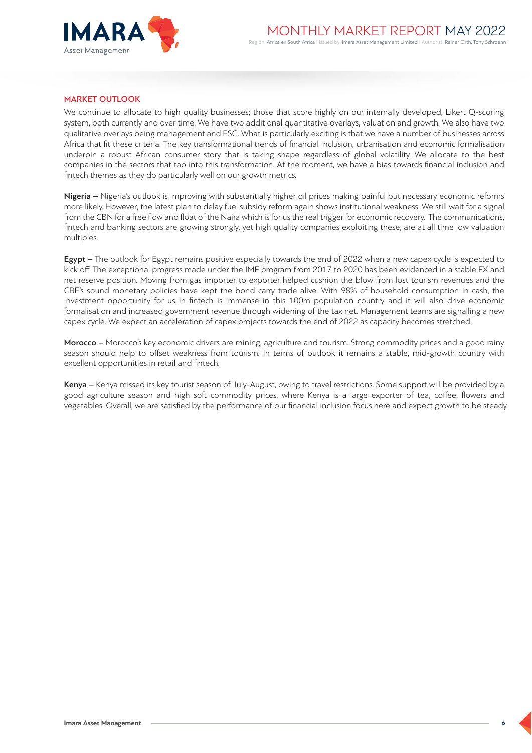## MARKET OUTLOOK

We continue to allocate to high quality businesses; those that score highly on our internally developed, Likert Q-scoring system, both currently and over time. We have two additional quantitative overlays, valuation and growth. We also have two qualitative overlays being management and ESG. What is particularly exciting is that we have a number of businesses across Africa that fit these criteria. The key transformational trends of financial inclusion, urbanisation and economic formalisation underpin a robust African consumer story that is taking shape regardless of global volatility. We allocate to the best companies in the sectors that tap into this transformation. At the moment, we have a bias towards financial inclusion and fintech themes as they do particularly well on our growth metrics.

**Nigeria –** Nigeria's outlook is improving with substantially higher oil prices making painful but necessary economic reforms more likely. However, the latest plan to delay fuel subsidy reform again shows institutional weakness. We still wait for a signal from the CBN for a free flow and float of the Naira which is for us the real trigger for economic recovery. The communications, fintech and banking sectors are growing strongly, yet high quality companies exploiting these, are at all time low valuation multiples.

**Egypt –** The outlook for Egypt remains positive especially towards the end of 2022 when a new capex cycle is expected to kick off. The exceptional progress made under the IMF program from 2017 to 2020 has been evidenced in a stable FX and net reserve position. Moving from gas importer to exporter helped cushion the blow from lost tourism revenues and the CBE's sound monetary policies have kept the bond carry trade alive. With 98% of household consumption in cash, the investment opportunity for us in fintech is immense in this 100m population country and it will also drive economic formalisation and increased government revenue through widening of the tax net. Management teams are signalling a new capex cycle. We expect an acceleration of capex projects towards the end of 2022 as capacity becomes stretched.

**Morocco –** Morocco's key economic drivers are mining, agriculture and tourism. Strong commodity prices and a good rainy season should help to offset weakness from tourism. In terms of outlook it remains a stable, mid-growth country with excellent opportunities in retail and fintech.

**Kenya –** Kenya missed its key tourist season of July-August, owing to travel restrictions. Some support will be provided by a good agriculture season and high soft commodity prices, where Kenya is a large exporter of tea, coffee, flowers and vegetables. Overall, we are satisfied by the performance of our financial inclusion focus here and expect growth to be steady.